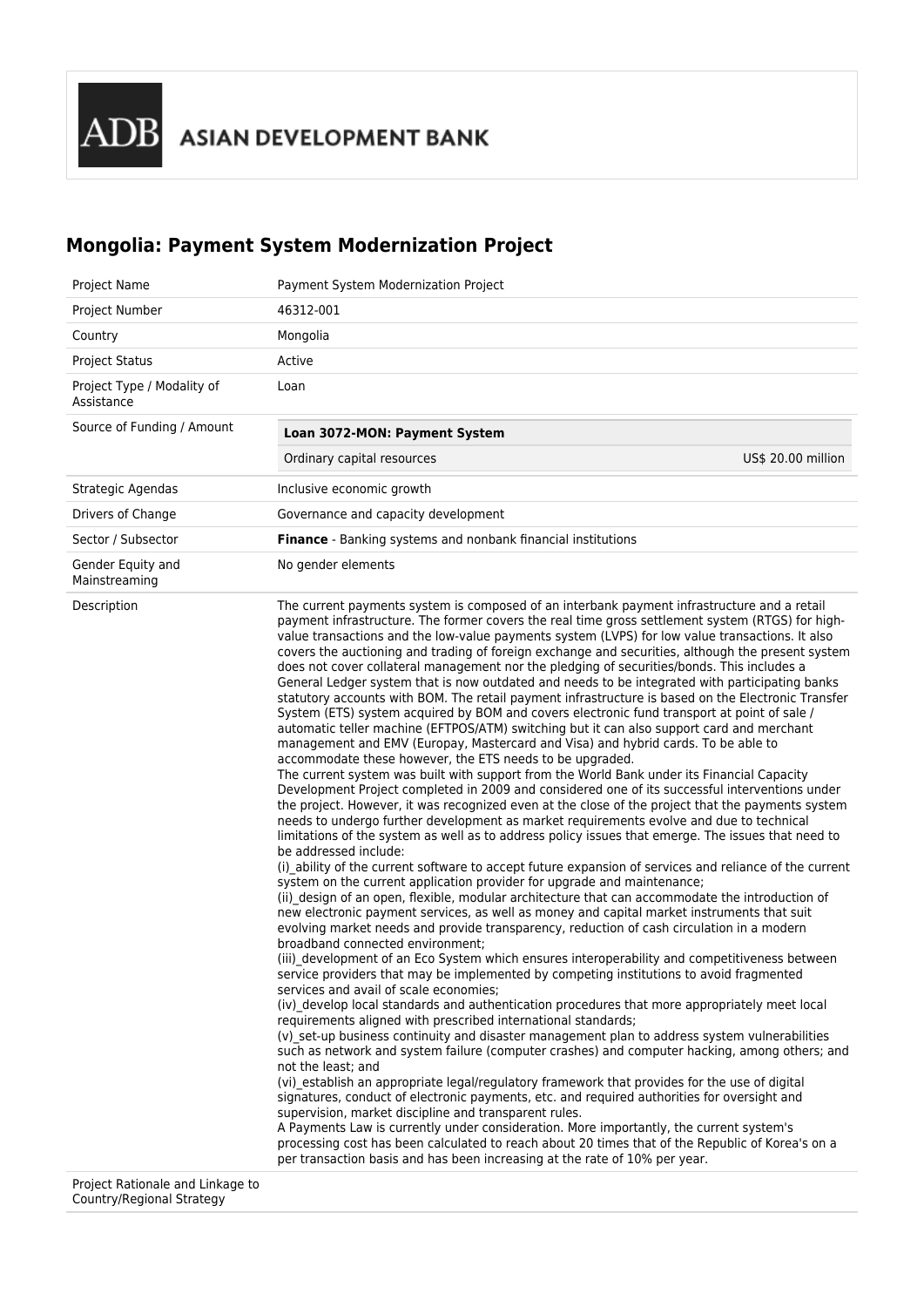ASIAN DEVELOPMENT BANK

# Mongolia: Payment System Modernization Project

| | |
|---|---|
| Project Name | Payment System Modernization Project |
| Project Number | 46312-001 |
| Country | Mongolia |
| Project Status | Active |
| Project Type / Modality of Assistance | Loan |
| Source of Funding / Amount | **Loan 3072-MON: Payment System**<br>Ordinary capital resources US$ 20.00 million |
| Strategic Agendas | Inclusive economic growth |
| Drivers of Change | Governance and capacity development |
| Sector / Subsector | **Finance** - Banking systems and nonbank financial institutions |
| Gender Equity and Mainstreaming | No gender elements |
| Description | The current payments system is composed of an interbank payment infrastructure and a retail payment infrastructure. The former covers the real time gross settlement system (RTGS) for high-value transactions and the low-value payments system (LVPS) for low value transactions. It also covers the auctioning and trading of foreign exchange and securities, although the present system does not cover collateral management nor the pledging of securities/bonds. This includes a General Ledger system that is now outdated and needs to be integrated with participating banks statutory accounts with BOM. The retail payment infrastructure is based on the Electronic Transfer System (ETS) system acquired by BOM and covers electronic fund transport at point of sale / automatic teller machine (EFTPOS/ATM) switching but it can also support card and merchant management and EMV (Europay, Mastercard and Visa) and hybrid cards. To be able to accommodate these however, the ETS needs to be upgraded.<br>The current system was built with support from the World Bank under its Financial Capacity Development Project completed in 2009 and considered one of its successful interventions under the project. However, it was recognized even at the close of the project that the payments system needs to undergo further development as market requirements evolve and due to technical limitations of the system as well as to address policy issues that emerge. The issues that need to be addressed include:<br>(i)_ability of the current software to accept future expansion of services and reliance of the current system on the current application provider for upgrade and maintenance;<br>(ii)_design of an open, flexible, modular architecture that can accommodate the introduction of new electronic payment services, as well as money and capital market instruments that suit evolving market needs and provide transparency, reduction of cash circulation in a modern broadband connected environment;<br>(iii)_development of an Eco System which ensures interoperability and competitiveness between service providers that may be implemented by competing institutions to avoid fragmented services and avail of scale economies;<br>(iv)_develop local standards and authentication procedures that more appropriately meet local requirements aligned with prescribed international standards;<br>(v)_set-up business continuity and disaster management plan to address system vulnerabilities such as network and system failure (computer crashes) and computer hacking, among others; and not the least; and<br>(vi)_establish an appropriate legal/regulatory framework that provides for the use of digital signatures, conduct of electronic payments, etc. and required authorities for oversight and supervision, market discipline and transparent rules.<br>A Payments Law is currently under consideration. More importantly, the current system's processing cost has been calculated to reach about 20 times that of the Republic of Korea's on a per transaction basis and has been increasing at the rate of 10% per year. |
| Project Rationale and Linkage to Country/Regional Strategy | |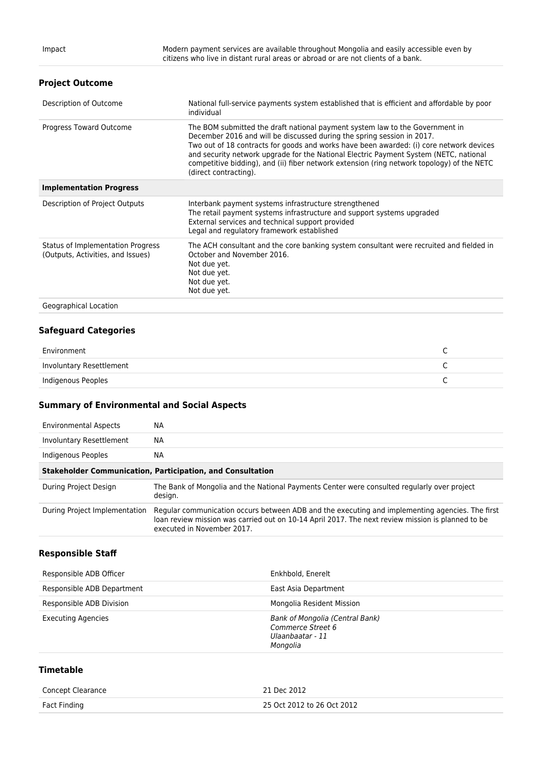| Impact | Modern payment services are available throughout Mongolia and easily accessible even by citizens who live in distant rural areas or abroad or are not clients of a bank. |
| --- | --- |

### Project Outcome

| Description of Outcome | National full-service payments system established that is efficient and affordable by poor individual |
| --- | --- |
| Progress Toward Outcome | The BOM submitted the draft national payment system law to the Government in December 2016 and will be discussed during the spring session in 2017.<br>Two out of 18 contracts for goods and works have been awarded: (i) core network devices and security network upgrade for the National Electric Payment System (NETC, national competitive bidding), and (ii) fiber network extension (ring network topology) of the NETC (direct contracting). |
| **Implementation Progress** | |
| Description of Project Outputs | Interbank payment systems infrastructure strengthened<br>The retail payment systems infrastructure and support systems upgraded<br>External services and technical support provided<br>Legal and regulatory framework established |
| Status of Implementation Progress (Outputs, Activities, and Issues) | The ACH consultant and the core banking system consultant were recruited and fielded in October and November 2016.<br>Not due yet.<br>Not due yet.<br>Not due yet.<br>Not due yet. |
| Geographical Location | |

### Safeguard Categories

| Environment | C |
| --- | --- |
| Involuntary Resettlement | C |
| Indigenous Peoples | C |

### Summary of Environmental and Social Aspects

| Environmental Aspects | NA |
| --- | --- |
| Involuntary Resettlement | NA |
| Indigenous Peoples | NA |
| **Stakeholder Communication, Participation, and Consultation** | |
| During Project Design | The Bank of Mongolia and the National Payments Center were consulted regularly over project design. |
| During Project Implementation | Regular communication occurs between ADB and the executing and implementing agencies. The first loan review mission was carried out on 10-14 April 2017. The next review mission is planned to be executed in November 2017. |

### Responsible Staff

| Responsible ADB Officer | Enkhbold, Enerelt |
| --- | --- |
| Responsible ADB Department | East Asia Department |
| Responsible ADB Division | Mongolia Resident Mission |
| Executing Agencies | *Bank of Mongolia (Central Bank)*<br>*Commerce Street 6*<br>*Ulaanbaatar - 11*<br>*Mongolia* |

### Timetable

| Concept Clearance | 21 Dec 2012 |
| --- | --- |
| Fact Finding | 25 Oct 2012 to 26 Oct 2012 |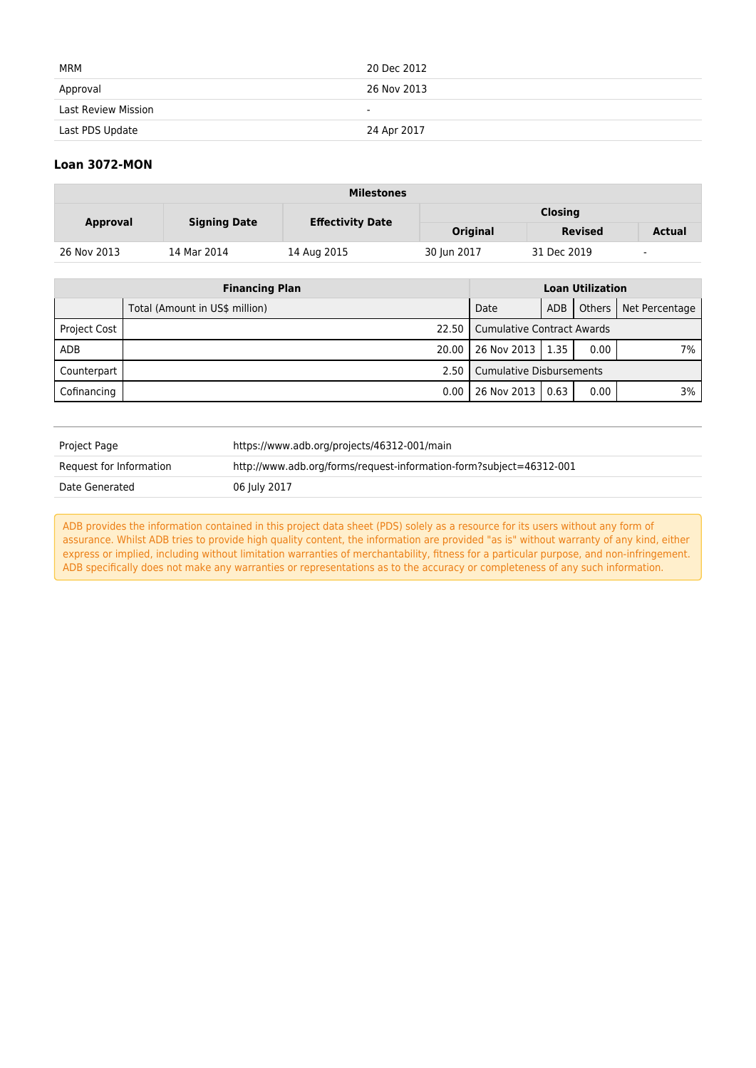| | |
|---|---|
| MRM | 20 Dec 2012 |
| Approval | 26 Nov 2013 |
| Last Review Mission | - |
| Last PDS Update | 24 Apr 2017 |

### Loan 3072-MON

| Milestones | | | | | |
|---|---|---|---|---|---|
| Approval | Signing Date | Effectivity Date | Closing | | |
| | | | Original | Revised | Actual |
| 26 Nov 2013 | 14 Mar 2014 | 14 Aug 2015 | 30 Jun 2017 | 31 Dec 2019 | - |

| Financing Plan | | Loan Utilization | | | |
|---|---|---|---|---|---|
| | Total (Amount in US$ million) | Date | ADB | Others | Net Percentage |
| Project Cost | 22.50 | Cumulative Contract Awards | | | |
| ADB | 20.00 | 26 Nov 2013 | 1.35 | 0.00 | 7% |
| Counterpart | 2.50 | Cumulative Disbursements | | | |
| Cofinancing | 0.00 | 26 Nov 2013 | 0.63 | 0.00 | 3% |

| | |
|---|---|
| Project Page | https://www.adb.org/projects/46312-001/main |
| Request for Information | http://www.adb.org/forms/request-information-form?subject=46312-001 |
| Date Generated | 06 July 2017 |

ADB provides the information contained in this project data sheet (PDS) solely as a resource for its users without any form of assurance. Whilst ADB tries to provide high quality content, the information are provided "as is" without warranty of any kind, either express or implied, including without limitation warranties of merchantability, fitness for a particular purpose, and non-infringement. ADB specifically does not make any warranties or representations as to the accuracy or completeness of any such information.